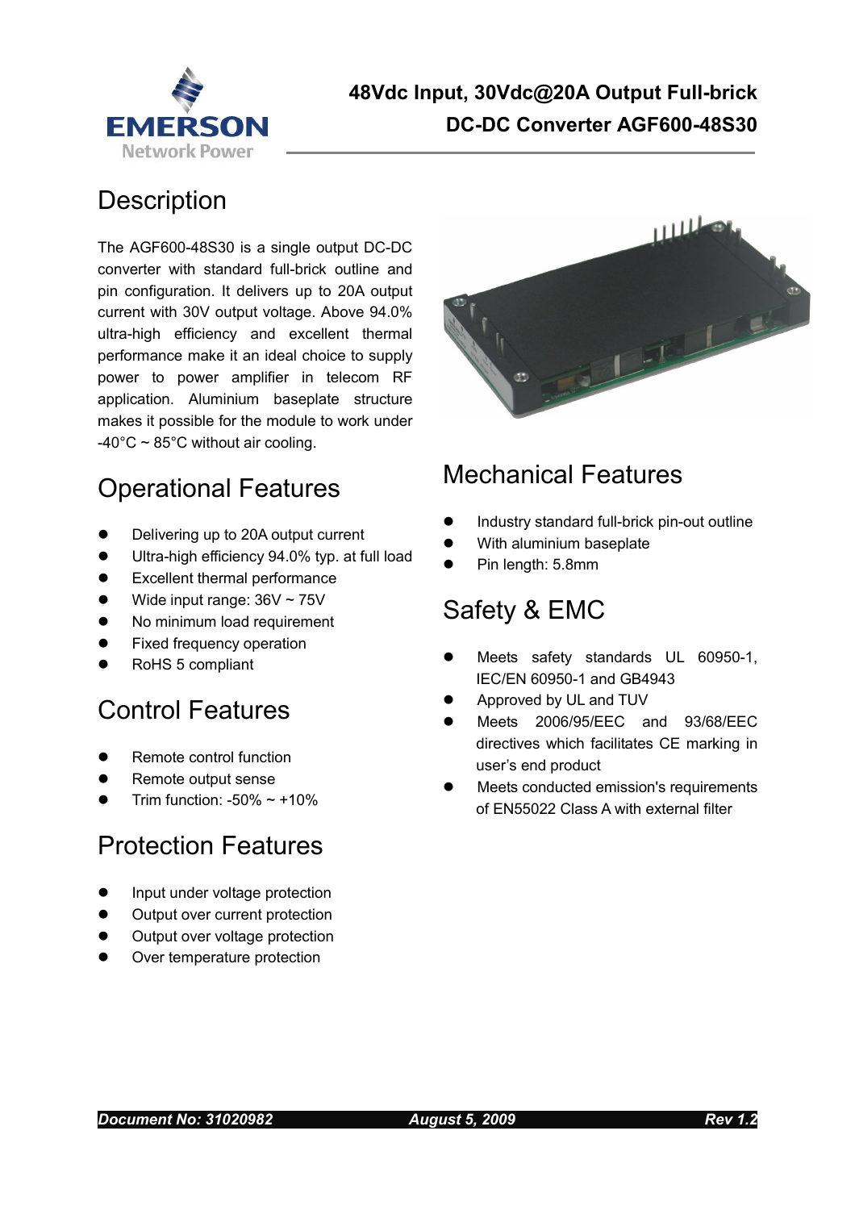# 48Vdc Input, 30Vdc@20A Output Full-brick DC-DC Converter AGF600-48S30

## Description

The AGF600-48S30 is a single output DC-DC converter with standard full-brick outline and pin configuration. It delivers up to 20A output current with 30V output voltage. Above 94.0% ultra-high efficiency and excellent thermal performance make it an ideal choice to supply power to power amplifier in telecom RF application. Aluminium baseplate structure makes it possible for the module to work under -40°C ~ 85°C without air cooling.

## Operational Features

- Delivering up to 20A output current
- Ultra-high efficiency 94.0% typ. at full load
- Excellent thermal performance
- Wide input range: 36V ~ 75V
- No minimum load requirement
- Fixed frequency operation
- RoHS 5 compliant

## Control Features

- Remote control function
- Remote output sense
- Trim function: -50% ~ +10%

## Protection Features

- Input under voltage protection
- Output over current protection
- Output over voltage protection
- Over temperature protection

## Mechanical Features

- Industry standard full-brick pin-out outline
- With aluminium baseplate
- Pin length: 5.8mm

## Safety & EMC

- Meets safety standards UL 60950-1, IEC/EN 60950-1 and GB4943
- Approved by UL and TUV
- Meets 2006/95/EEC and 93/68/EEC directives which facilitates CE marking in user's end product
- Meets conducted emission's requirements of EN55022 Class A with external filter

***Document No: 31020982*** ***August 5, 2009*** ***Rev 1.2***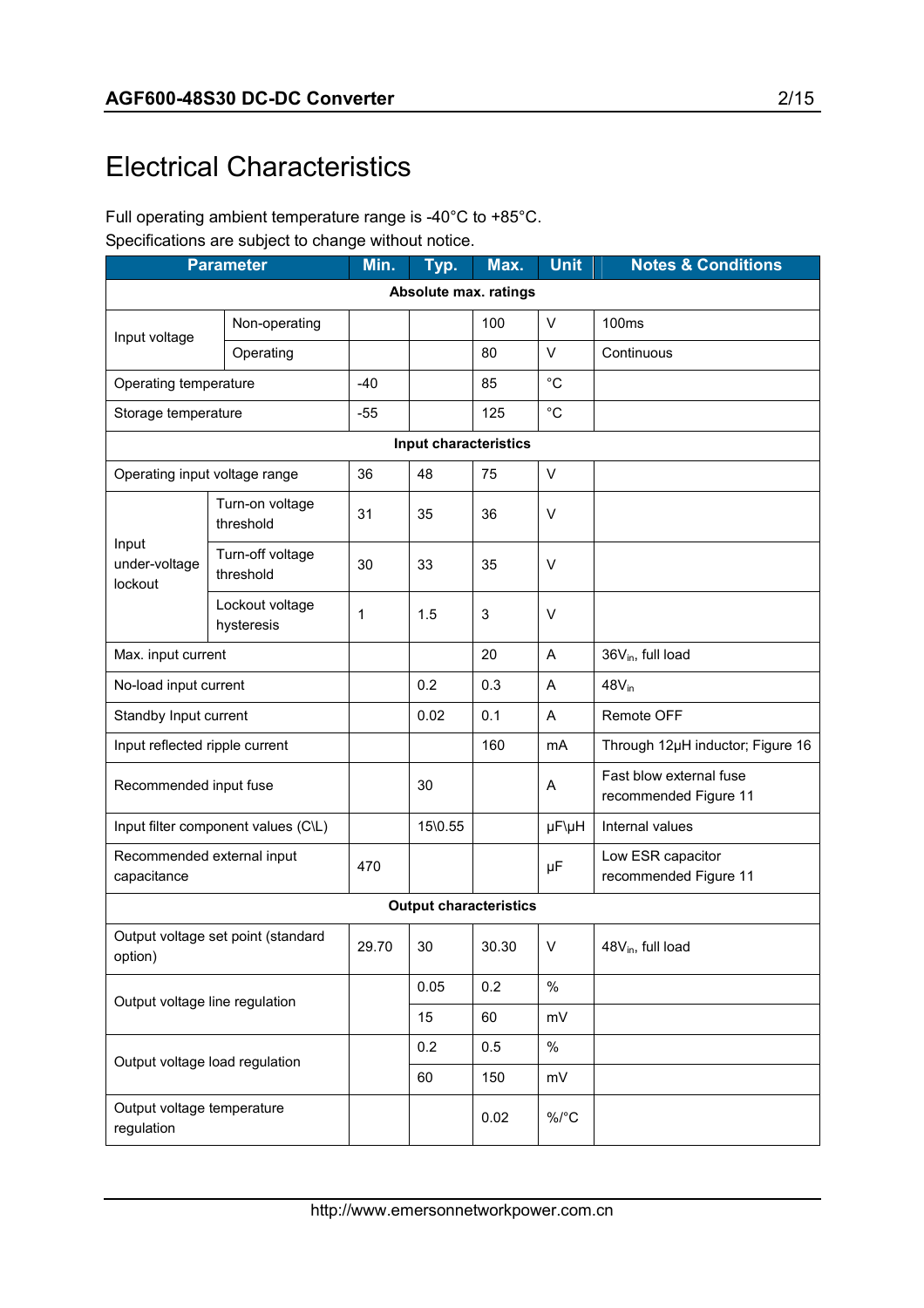# Electrical Characteristics

Full operating ambient temperature range is -40°C to +85°C.
Specifications are subject to change without notice.

| Parameter | | Min. | Typ. | Max. | Unit | Notes & Conditions |
|---|---|---|---|---|---|---|
| **Absolute max. ratings** | | | | | | |
| Input voltage | Non-operating | | | 100 | V | 100ms |
| | Operating | | | 80 | V | Continuous |
| Operating temperature | | -40 | | 85 | °C | |
| Storage temperature | | -55 | | 125 | °C | |
| **Input characteristics** | | | | | | |
| Operating input voltage range | | 36 | 48 | 75 | V | |
| Input under-voltage lockout | Turn-on voltage threshold | 31 | 35 | 36 | V | |
| | Turn-off voltage threshold | 30 | 33 | 35 | V | |
| | Lockout voltage hysteresis | 1 | 1.5 | 3 | V | |
| Max. input current | | | | 20 | A | $36V_{in}$, full load |
| No-load input current | | | 0.2 | 0.3 | A | $48V_{in}$ |
| Standby Input current | | | 0.02 | 0.1 | A | Remote OFF |
| Input reflected ripple current | | | | 160 | mA | Through 12μH inductor; Figure 16 |
| Recommended input fuse | | | 30 | | A | Fast blow external fuse recommended Figure 11 |
| Input filter component values (C\L) | | | 15\0.55 | | μF\μH | Internal values |
| Recommended external input capacitance | | 470 | | | μF | Low ESR capacitor recommended Figure 11 |
| **Output characteristics** | | | | | | |
| Output voltage set point (standard option) | | 29.70 | 30 | 30.30 | V | $48V_{in}$, full load |
| Output voltage line regulation | | | 0.05 | 0.2 | % | |
| | | | 15 | 60 | mV | |
| Output voltage load regulation | | | 0.2 | 0.5 | % | |
| | | | 60 | 150 | mV | |
| Output voltage temperature regulation | | | | 0.02 | %/°C | |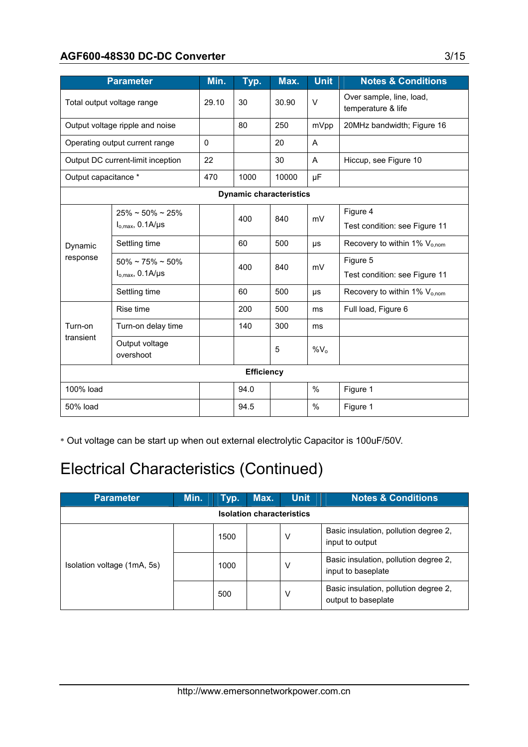| Parameter | | Min. | Typ. | Max. | Unit | Notes & Conditions |
|---|---|---|---|---|---|---|
| Total output voltage range | | 29.10 | 30 | 30.90 | V | Over sample, line, load, temperature & life |
| Output voltage ripple and noise | | | 80 | 250 | mVpp | 20MHz bandwidth; Figure 16 |
| Operating output current range | | 0 | | 20 | A | |
| Output DC current-limit inception | | 22 | | 30 | A | Hiccup, see Figure 10 |
| Output capacitance * | | 470 | 1000 | 10000 | μF | |
| **Dynamic characteristics** | | | | | | |
| Dynamic response | 25% ~ 50% ~ 25% $I_{o,max}$, 0.1A/μs | | 400 | 840 | mV | Figure 4<br>Test condition: see Figure 11 |
| | Settling time | | 60 | 500 | μs | Recovery to within 1% $V_{o,nom}$ |
| | 50% ~ 75% ~ 50% $I_{o,max}$, 0.1A/μs | | 400 | 840 | mV | Figure 5<br>Test condition: see Figure 11 |
| | Settling time | | 60 | 500 | μs | Recovery to within 1% $V_{o,nom}$ |
| Turn-on transient | Rise time | | 200 | 500 | ms | Full load, Figure 6 |
| | Turn-on delay time | | 140 | 300 | ms | |
| | Output voltage overshoot | | | 5 | $\%V_o$ | |
| **Efficiency** | | | | | | |
| 100% load | | | 94.0 | | % | Figure 1 |
| 50% load | | | 94.5 | | % | Figure 1 |

* Out voltage can be start up when out external electrolytic Capacitor is 100uF/50V.

# Electrical Characteristics (Continued)

| Parameter | Min. | Typ. | Max. | Unit | Notes & Conditions |
|---|---|---|---|---|---|
| **Isolation characteristics** | | | | | |
| Isolation voltage (1mA, 5s) | | 1500 | | V | Basic insulation, pollution degree 2, input to output |
| | | 1000 | | V | Basic insulation, pollution degree 2, input to baseplate |
| | | 500 | | V | Basic insulation, pollution degree 2, output to baseplate |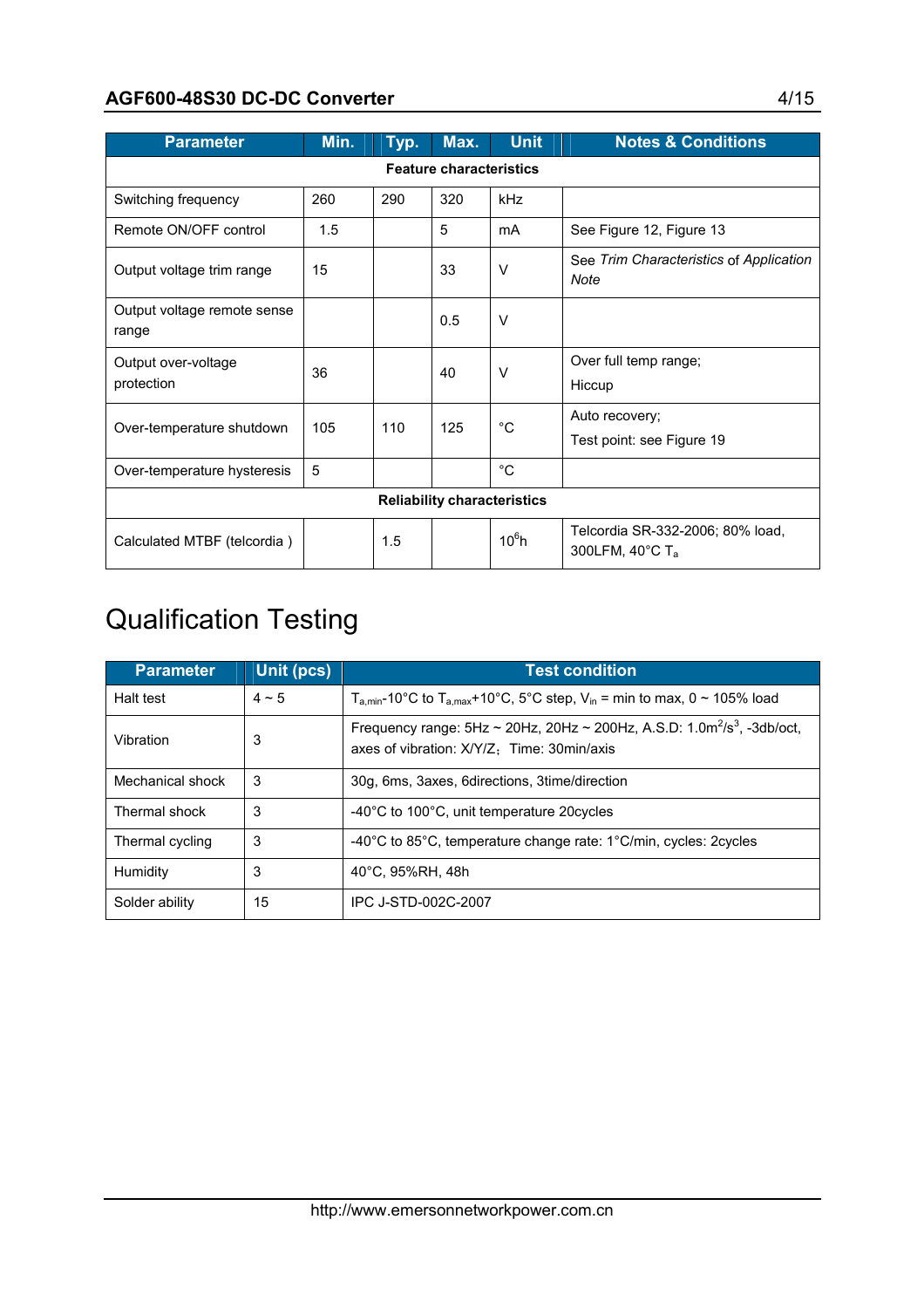| Parameter | Min. | Typ. | Max. | Unit | Notes & Conditions |
|---|---|---|---|---|---|
| **Feature characteristics** | | | | | |
| Switching frequency | 260 | 290 | 320 | kHz | |
| Remote ON/OFF control | 1.5 | | 5 | mA | See Figure 12, Figure 13 |
| Output voltage trim range | 15 | | 33 | V | See *Trim Characteristics* of *Application Note* |
| Output voltage remote sense range | | | 0.5 | V | |
| Output over-voltage protection | 36 | | 40 | V | Over full temp range; Hiccup |
| Over-temperature shutdown | 105 | 110 | 125 | °C | Auto recovery; Test point: see Figure 19 |
| Over-temperature hysteresis | 5 | | | °C | |
| **Reliability characteristics** | | | | | |
| Calculated MTBF (telcordia ) | | 1.5 | | $10^6$h | Telcordia SR-332-2006; 80% load, 300LFM, 40°C $T_a$ |

# Qualification Testing

| Parameter | Unit (pcs) | Test condition |
|---|---|---|
| Halt test | 4 ~ 5 | $T_{a,min}$-10°C to $T_{a,max}$+10°C, 5°C step, $V_{in}$ = min to max, 0 ~ 105% load |
| Vibration | 3 | Frequency range: 5Hz ~ 20Hz, 20Hz ~ 200Hz, A.S.D: 1.0$m^2/s^3$, -3db/oct, axes of vibration: X/Y/Z；Time: 30min/axis |
| Mechanical shock | 3 | 30g, 6ms, 3axes, 6directions, 3time/direction |
| Thermal shock | 3 | -40°C to 100°C, unit temperature 20cycles |
| Thermal cycling | 3 | -40°C to 85°C, temperature change rate: 1°C/min, cycles: 2cycles |
| Humidity | 3 | 40°C, 95%RH, 48h |
| Solder ability | 15 | IPC J-STD-002C-2007 |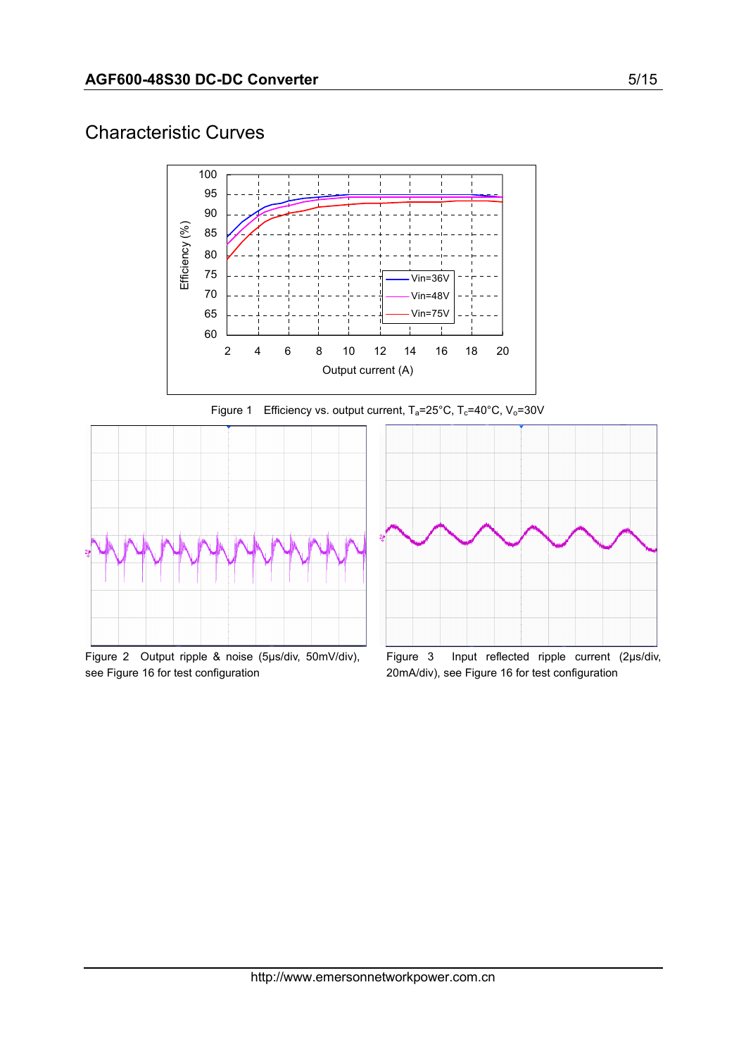# Characteristic Curves

Figure 1 Efficiency vs. output current, $T_a$=25°C, $T_c$=40°C, $V_o$=30V

Figure 2 Output ripple & noise (5μs/div, 50mV/div), see Figure 16 for test configuration

Figure 3 Input reflected ripple current (2μs/div, 20mA/div), see Figure 16 for test configuration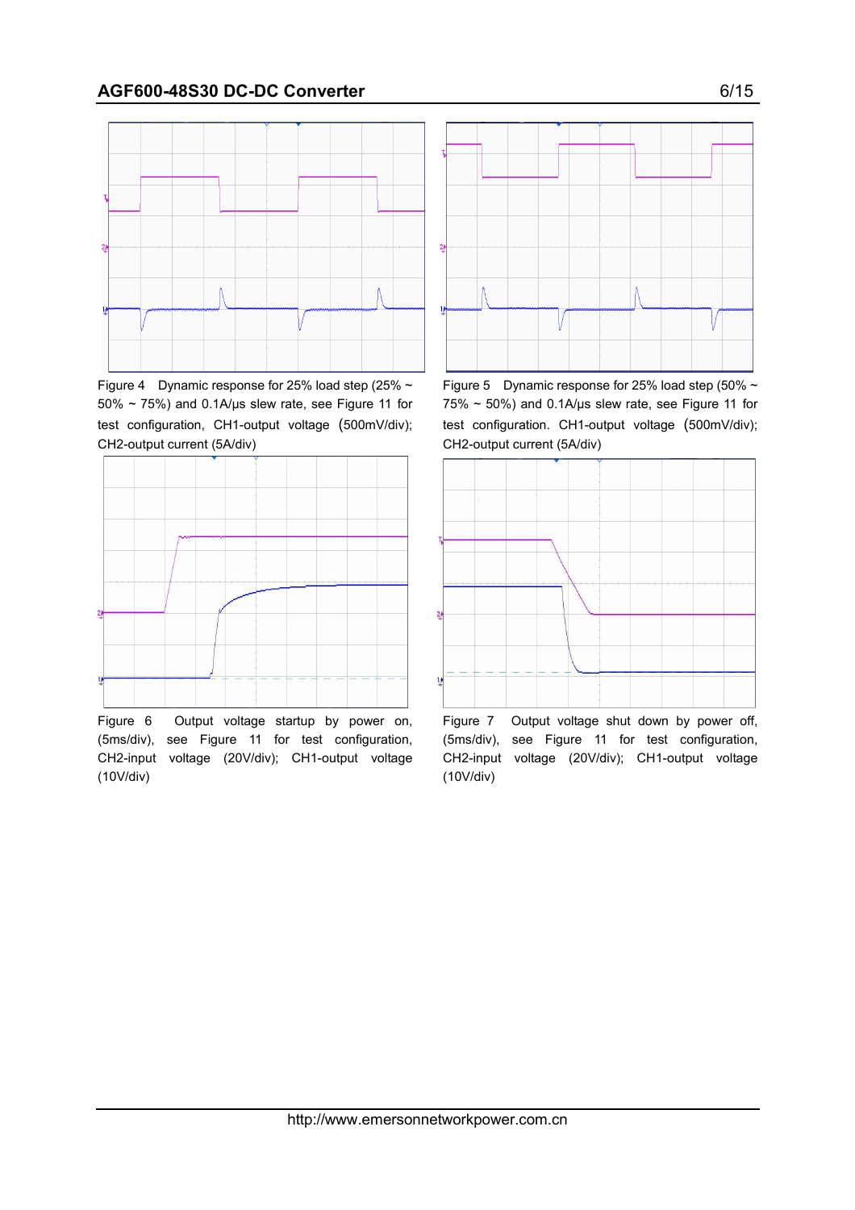Figure 4 Dynamic response for 25% load step (25% ~ 50% ~ 75%) and 0.1A/μs slew rate, see Figure 11 for test configuration, CH1-output voltage (500mV/div); CH2-output current (5A/div)

Figure 5 Dynamic response for 25% load step (50% ~ 75% ~ 50%) and 0.1A/μs slew rate, see Figure 11 for test configuration. CH1-output voltage (500mV/div); CH2-output current (5A/div)

Figure 6 Output voltage startup by power on, (5ms/div), see Figure 11 for test configuration, CH2-input voltage (20V/div); CH1-output voltage (10V/div)

Figure 7 Output voltage shut down by power off, (5ms/div), see Figure 11 for test configuration, CH2-input voltage (20V/div); CH1-output voltage (10V/div)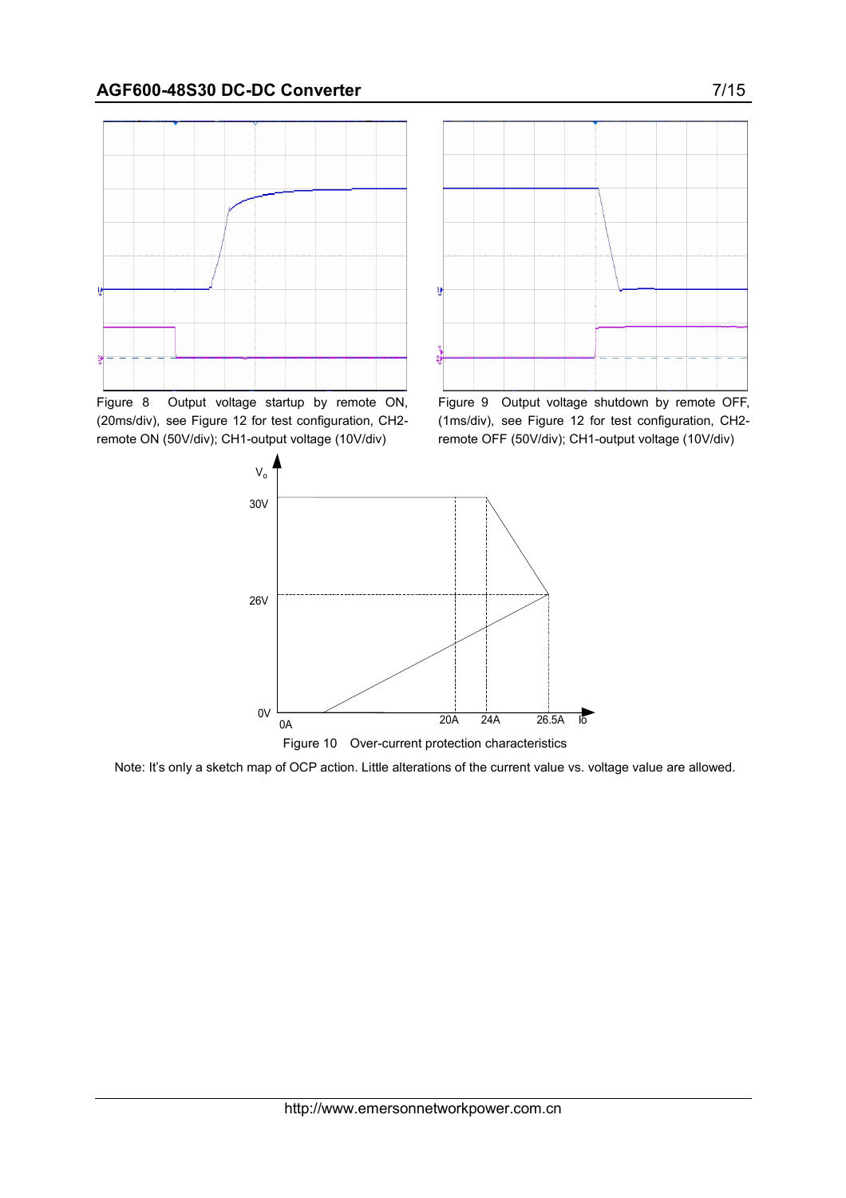Figure 8 Output voltage startup by remote ON, (20ms/div), see Figure 12 for test configuration, CH2-remote ON (50V/div); CH1-output voltage (10V/div)

Figure 9 Output voltage shutdown by remote OFF, (1ms/div), see Figure 12 for test configuration, CH2-remote OFF (50V/div); CH1-output voltage (10V/div)

Figure 10 Over-current protection characteristics

Note: It's only a sketch map of OCP action. Little alterations of the current value vs. voltage value are allowed.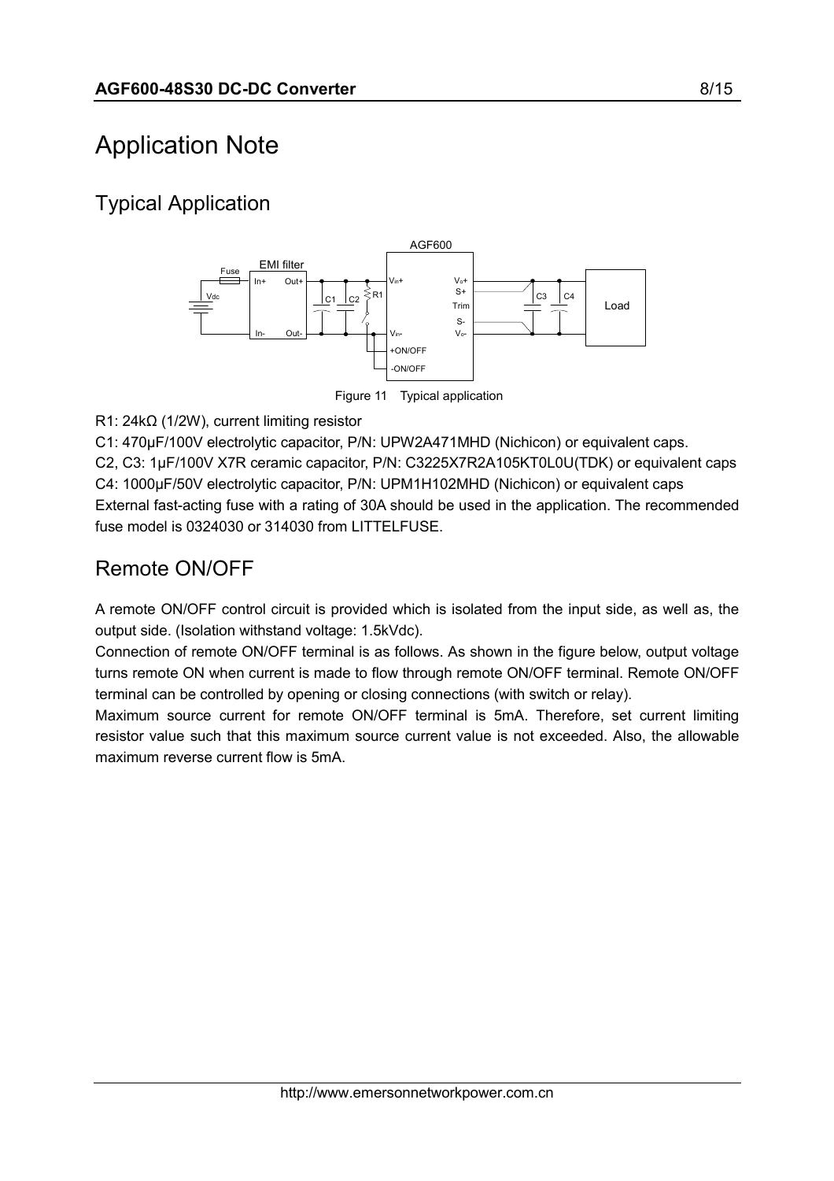# Application Note

## Typical Application

Figure 11 Typical application

R1: 24kΩ (1/2W), current limiting resistor

C1: 470μF/100V electrolytic capacitor, P/N: UPW2A471MHD (Nichicon) or equivalent caps.

C2, C3: 1μF/100V X7R ceramic capacitor, P/N: C3225X7R2A105KT0L0U(TDK) or equivalent caps

C4: 1000μF/50V electrolytic capacitor, P/N: UPM1H102MHD (Nichicon) or equivalent caps

External fast-acting fuse with a rating of 30A should be used in the application. The recommended fuse model is 0324030 or 314030 from LITTELFUSE.

## Remote ON/OFF

A remote ON/OFF control circuit is provided which is isolated from the input side, as well as, the output side. (Isolation withstand voltage: 1.5kVdc).

Connection of remote ON/OFF terminal is as follows. As shown in the figure below, output voltage turns remote ON when current is made to flow through remote ON/OFF terminal. Remote ON/OFF terminal can be controlled by opening or closing connections (with switch or relay).

Maximum source current for remote ON/OFF terminal is 5mA. Therefore, set current limiting resistor value such that this maximum source current value is not exceeded. Also, the allowable maximum reverse current flow is 5mA.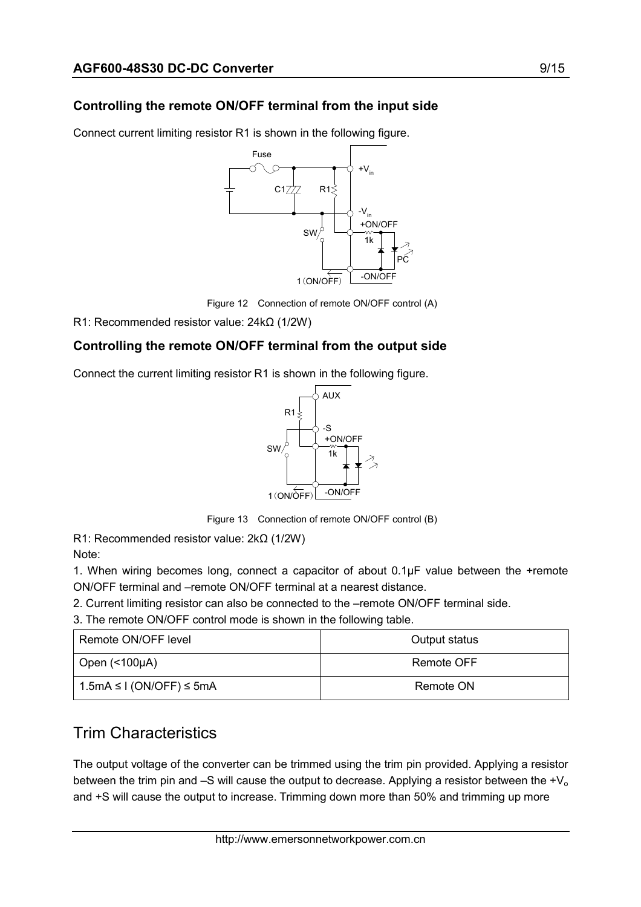### Controlling the remote ON/OFF terminal from the input side

Connect current limiting resistor R1 is shown in the following figure.

Figure 12 Connection of remote ON/OFF control (A)

R1: Recommended resistor value: 24kΩ (1/2W)

### Controlling the remote ON/OFF terminal from the output side

Connect the current limiting resistor R1 is shown in the following figure.

Figure 13 Connection of remote ON/OFF control (B)

R1: Recommended resistor value: 2kΩ (1/2W)

Note:

1. When wiring becomes long, connect a capacitor of about 0.1μF value between the +remote ON/OFF terminal and –remote ON/OFF terminal at a nearest distance.
2. Current limiting resistor can also be connected to the –remote ON/OFF terminal side.
3. The remote ON/OFF control mode is shown in the following table.

| Remote ON/OFF level | Output status |
| --- | --- |
| Open (<100μA) | Remote OFF |
| 1.5mA ≤ I (ON/OFF) ≤ 5mA | Remote ON |

## Trim Characteristics

The output voltage of the converter can be trimmed using the trim pin provided. Applying a resistor between the trim pin and –S will cause the output to decrease. Applying a resistor between the $+V_o$ and +S will cause the output to increase. Trimming down more than 50% and trimming up more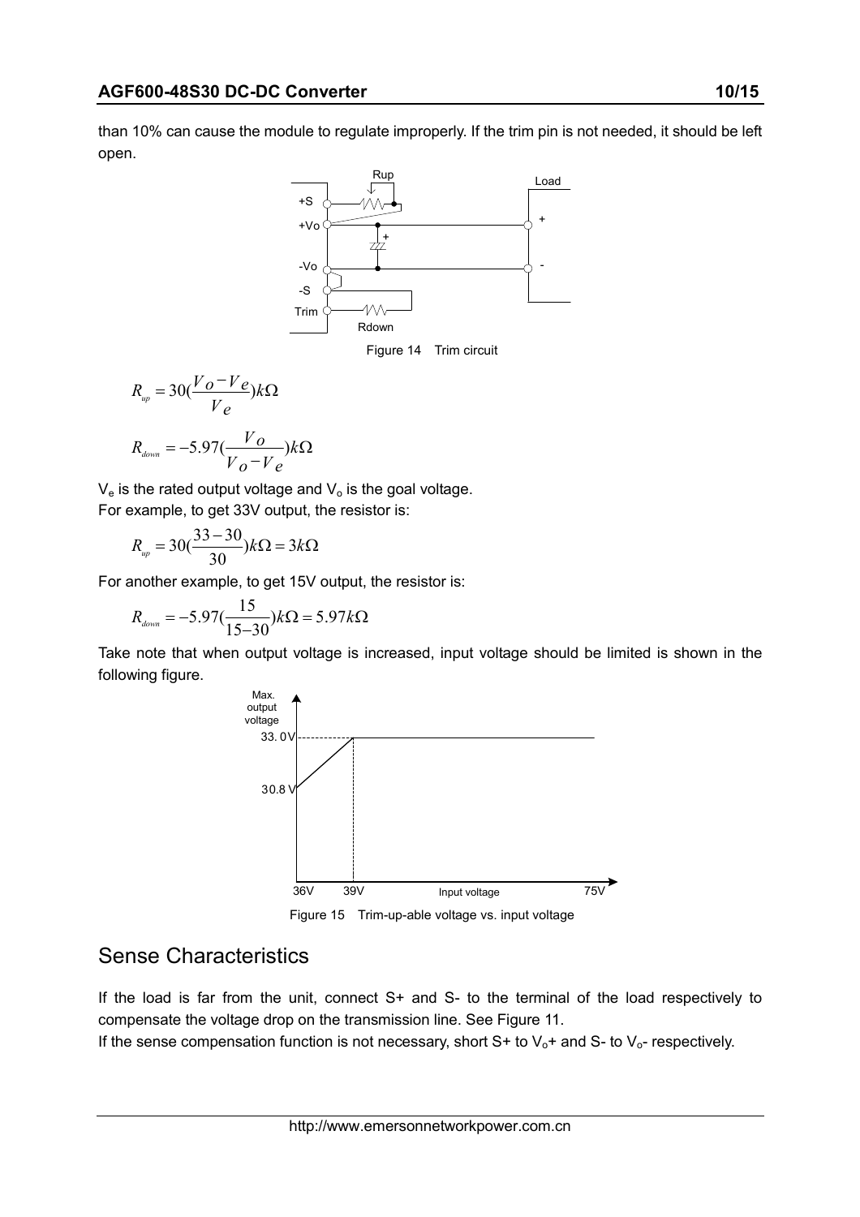than 10% can cause the module to regulate improperly. If the trim pin is not needed, it should be left open.

Figure 14 Trim circuit

$$R_{up} = 30(\frac{Vo - Ve}{Ve})k\Omega$$

$$R_{down} = -5.97(\frac{Vo}{Vo - Ve})k\Omega$$

$V_e$ is the rated output voltage and $V_o$ is the goal voltage.
For example, to get 33V output, the resistor is:

$$R_{up} = 30(\frac{33-30}{30})k\Omega = 3k\Omega$$

For another example, to get 15V output, the resistor is:

$$R_{down} = -5.97(\frac{15}{15-30})k\Omega = 5.97k\Omega$$

Take note that when output voltage is increased, input voltage should be limited is shown in the following figure.

Figure 15 Trim-up-able voltage vs. input voltage

## Sense Characteristics

If the load is far from the unit, connect S+ and S- to the terminal of the load respectively to compensate the voltage drop on the transmission line. See Figure 11.
If the sense compensation function is not necessary, short S+ to $V_o$+ and S- to $V_o$- respectively.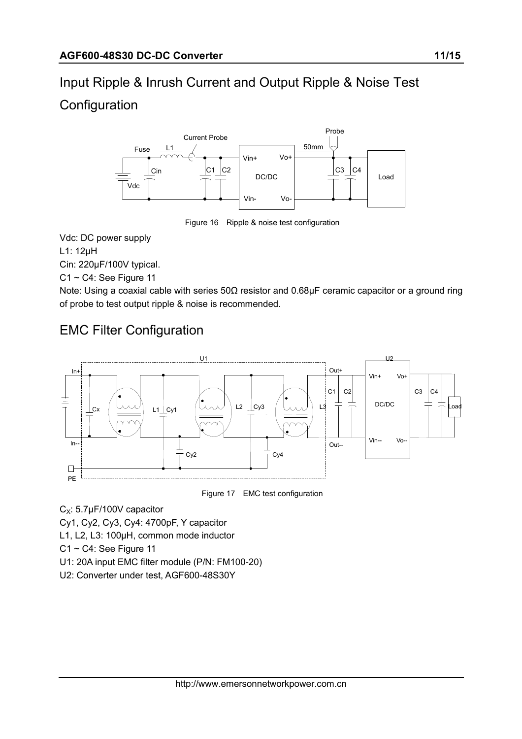## Input Ripple & Inrush Current and Output Ripple & Noise Test Configuration

Figure 16 Ripple & noise test configuration

Vdc: DC power supply

L1: 12μH

Cin: 220μF/100V typical.

C1 ~ C4: See Figure 11

Note: Using a coaxial cable with series 50Ω resistor and 0.68μF ceramic capacitor or a ground ring of probe to test output ripple & noise is recommended.

## EMC Filter Configuration

Figure 17 EMC test configuration

$C_X$: 5.7μF/100V capacitor

Cy1, Cy2, Cy3, Cy4: 4700pF, Y capacitor

L1, L2, L3: 100μH, common mode inductor

C1 ~ C4: See Figure 11

U1: 20A input EMC filter module (P/N: FM100-20)

U2: Converter under test, AGF600-48S30Y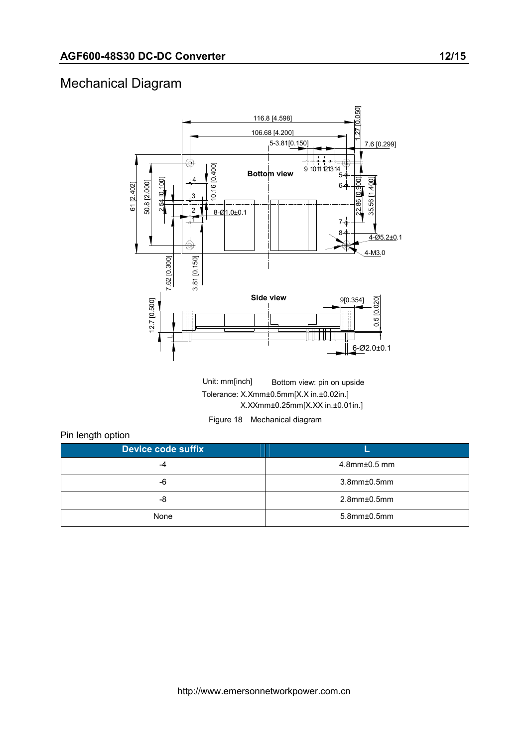# Mechanical Diagram

Unit: mm[inch]　　Bottom view: pin on upside

Tolerance: X.Xmm±0.5mm[X.X in.±0.02in.]

X.XXmm±0.25mm[X.XX in.±0.01in.]

Figure 18　Mechanical diagram

Pin length option

| Device code suffix | L |
|---|---|
| -4 | 4.8mm±0.5 mm |
| -6 | 3.8mm±0.5mm |
| -8 | 2.8mm±0.5mm |
| None | 5.8mm±0.5mm |

http://www.emersonnetworkpower.com.cn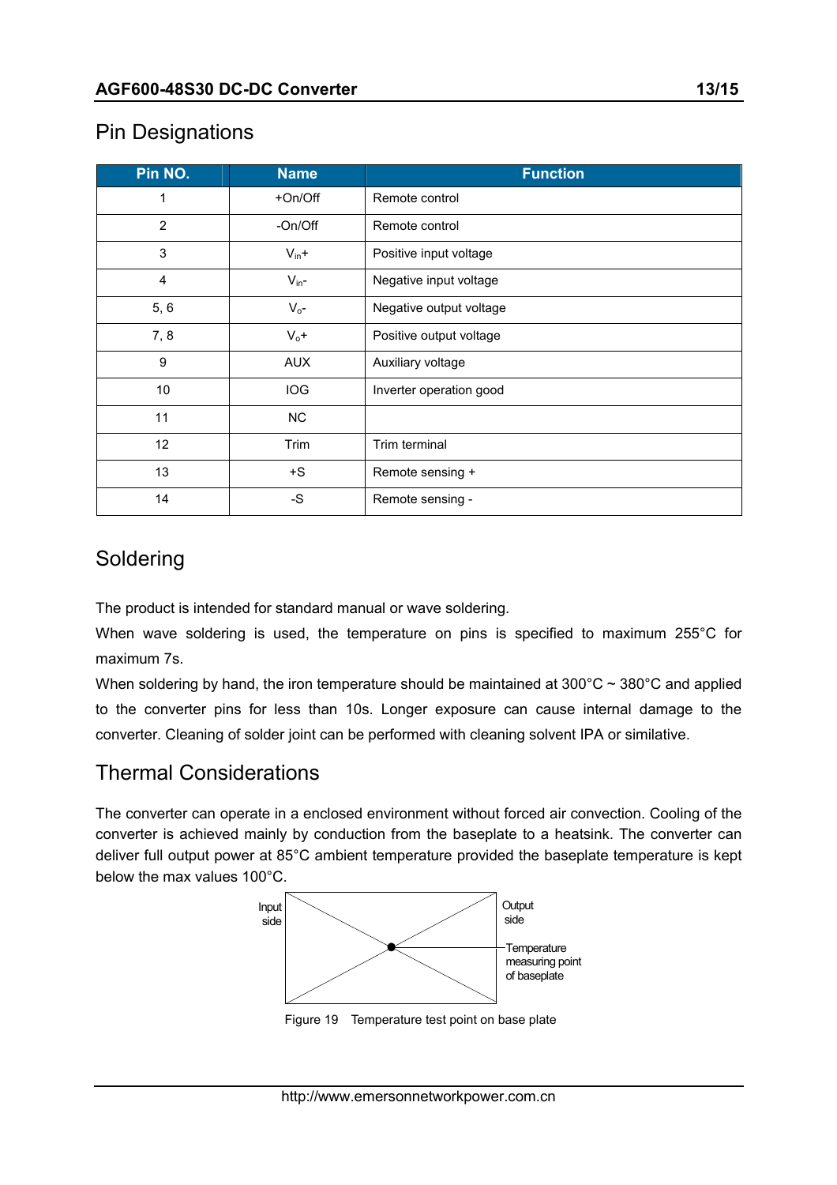## Pin Designations

| Pin NO. | Name | Function |
|---|---|---|
| 1 | +On/Off | Remote control |
| 2 | -On/Off | Remote control |
| 3 | $V_{in}$+ | Positive input voltage |
| 4 | $V_{in}$- | Negative input voltage |
| 5, 6 | $V_o$- | Negative output voltage |
| 7, 8 | $V_o$+ | Positive output voltage |
| 9 | AUX | Auxiliary voltage |
| 10 | IOG | Inverter operation good |
| 11 | NC | |
| 12 | Trim | Trim terminal |
| 13 | +S | Remote sensing + |
| 14 | -S | Remote sensing - |

## Soldering

The product is intended for standard manual or wave soldering.

When wave soldering is used, the temperature on pins is specified to maximum 255°C for maximum 7s.

When soldering by hand, the iron temperature should be maintained at 300°C ~ 380°C and applied to the converter pins for less than 10s. Longer exposure can cause internal damage to the converter. Cleaning of solder joint can be performed with cleaning solvent IPA or similative.

## Thermal Considerations

The converter can operate in a enclosed environment without forced air convection. Cooling of the converter is achieved mainly by conduction from the baseplate to a heatsink. The converter can deliver full output power at 85°C ambient temperature provided the baseplate temperature is kept below the max values 100°C.

Input side

Output side

Temperature measuring point of baseplate

Figure 19 Temperature test point on base plate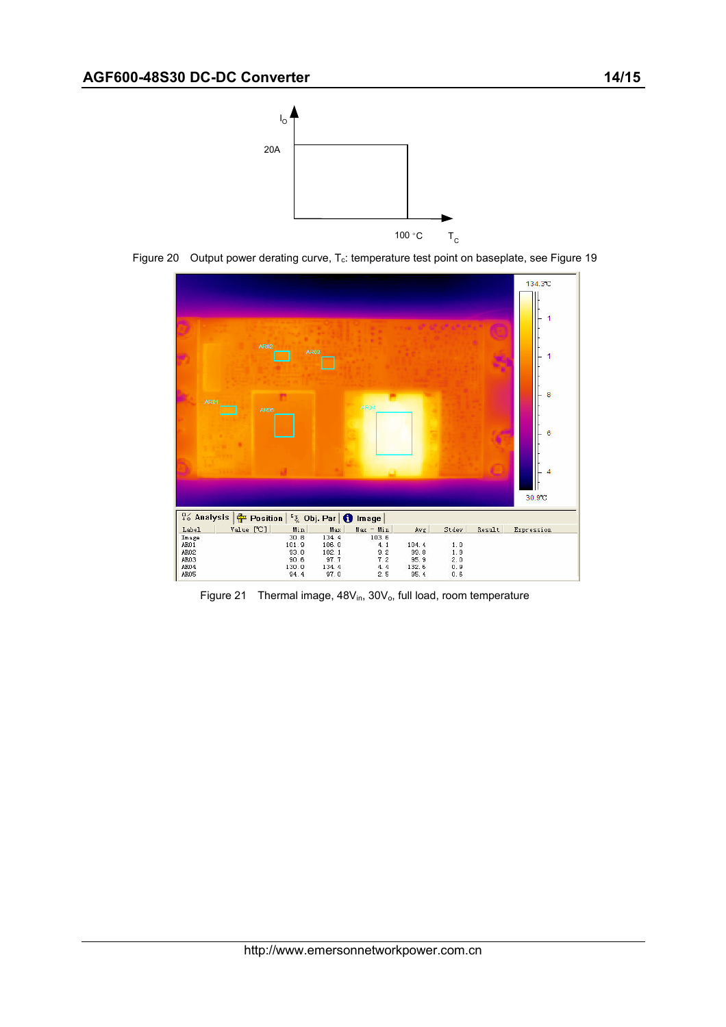Figure 20 Output power derating curve, $T_c$: temperature test point on baseplate, see Figure 19

| Label | Value [°C] | Min | Max | Max - Min | Avg | Stdev | Result | Expression |
|---|---|---|---|---|---|---|---|---|
| Image | | 30.8 | 134.4 | 103.6 | | | | |
| AR01 | | 101.9 | 106.0 | 4.1 | 104.4 | 1.0 | | |
| AR02 | | 93.0 | 102.1 | 9.2 | 99.8 | 1.9 | | |
| AR03 | | 90.6 | 97.7 | 7.2 | 95.9 | 2.0 | | |
| AR04 | | 130.0 | 134.4 | 4.4 | 132.6 | 0.9 | | |
| AR05 | | 94.4 | 97.0 | 2.5 | 95.4 | 0.5 | | |

Figure 21 Thermal image, $48V_{in}$, $30V_o$, full load, room temperature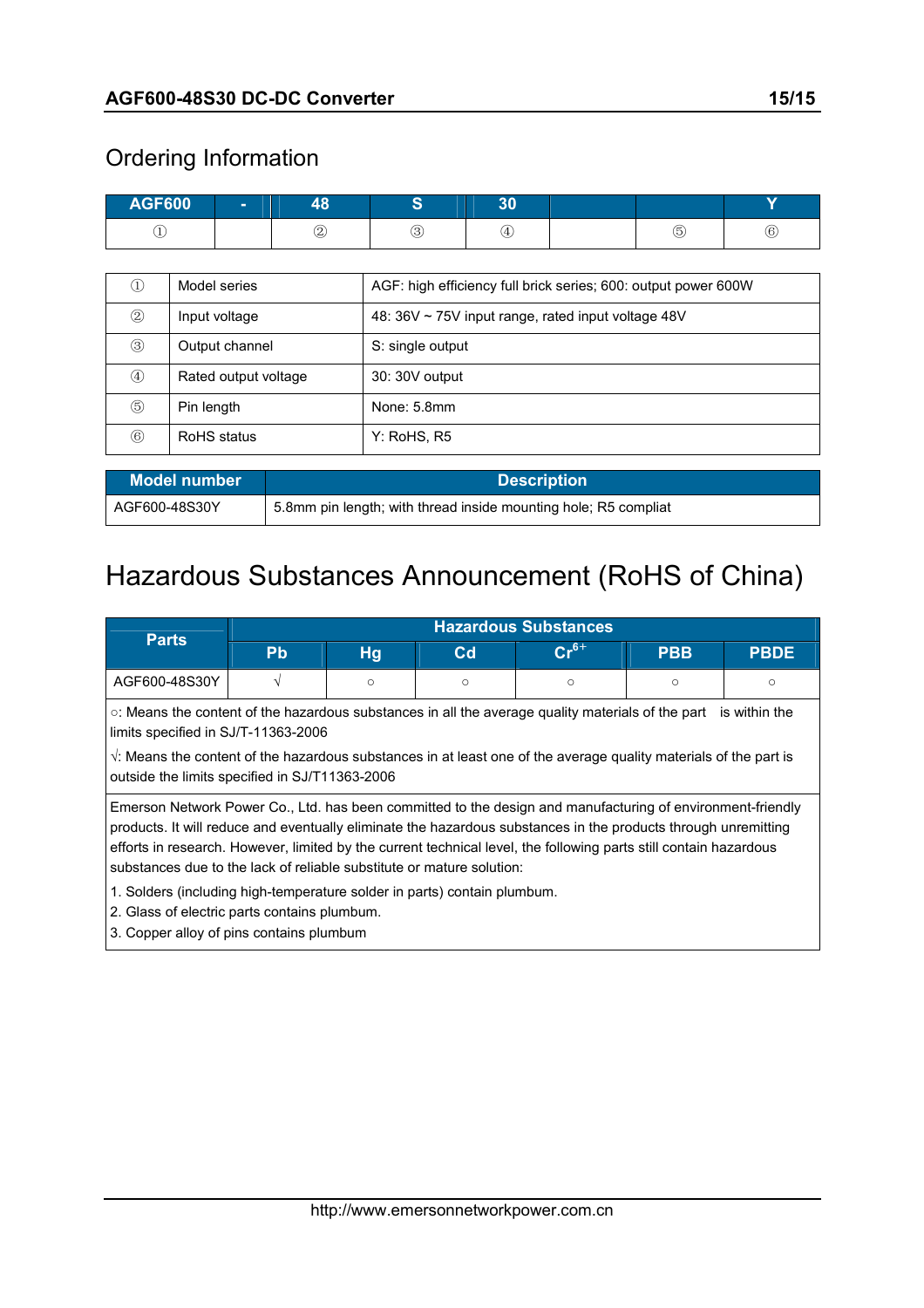## Ordering Information

| AGF600 | - | 48 | S | 30 | | | Y |
|---|---|---|---|---|---|---|---|
| ① | | ② | ③ | ④ | | ⑤ | ⑥ |

| | | |
|---|---|---|
| ① | Model series | AGF: high efficiency full brick series; 600: output power 600W |
| ② | Input voltage | 48: 36V ~ 75V input range, rated input voltage 48V |
| ③ | Output channel | S: single output |
| ④ | Rated output voltage | 30: 30V output |
| ⑤ | Pin length | None: 5.8mm |
| ⑥ | RoHS status | Y: RoHS, R5 |

| Model number | Description |
|---|---|
| AGF600-48S30Y | 5.8mm pin length; with thread inside mounting hole; R5 compliat |

# Hazardous Substances Announcement (RoHS of China)

| Parts | Hazardous Substances | | | | | |
|---|---|---|---|---|---|---|
| | Pb | Hg | Cd | $Cr^{6+}$ | PBB | PBDE |
| AGF600-48S30Y | √ | ○ | ○ | ○ | ○ | ○ |

○: Means the content of the hazardous substances in all the average quality materials of the part is within the limits specified in SJ/T-11363-2006

√: Means the content of the hazardous substances in at least one of the average quality materials of the part is outside the limits specified in SJ/T11363-2006

Emerson Network Power Co., Ltd. has been committed to the design and manufacturing of environment-friendly products. It will reduce and eventually eliminate the hazardous substances in the products through unremitting efforts in research. However, limited by the current technical level, the following parts still contain hazardous substances due to the lack of reliable substitute or mature solution:

1. Solders (including high-temperature solder in parts) contain plumbum.
2. Glass of electric parts contains plumbum.
3. Copper alloy of pins contains plumbum

http://www.emersonnetworkpower.com.cn